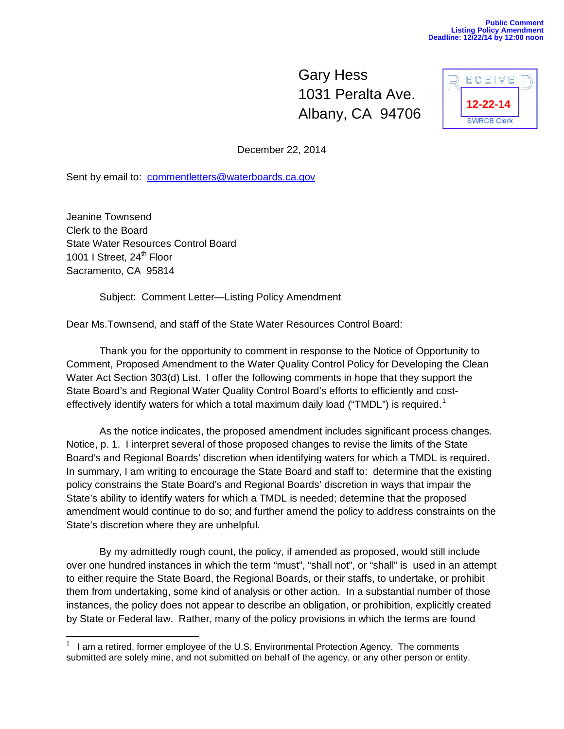Public Comment
Listing Policy Amendment
Deadline: 12/22/14 by 12:00 noon

Gary Hess
1031 Peralta Ave.
Albany, CA 94706

RECEIVED
12-22-14
SWRCB Clerk

December 22, 2014

Sent by email to: commentletters@waterboards.ca.gov

Jeanine Townsend
Clerk to the Board
State Water Resources Control Board
1001 I Street, 24th Floor
Sacramento, CA 95814

Subject: Comment Letter—Listing Policy Amendment

Dear Ms.Townsend, and staff of the State Water Resources Control Board:

Thank you for the opportunity to comment in response to the Notice of Opportunity to Comment, Proposed Amendment to the Water Quality Control Policy for Developing the Clean Water Act Section 303(d) List. I offer the following comments in hope that they support the State Board's and Regional Water Quality Control Board's efforts to efficiently and cost-effectively identify waters for which a total maximum daily load ("TMDL") is required.[1]

As the notice indicates, the proposed amendment includes significant process changes. Notice, p. 1. I interpret several of those proposed changes to revise the limits of the State Board's and Regional Boards' discretion when identifying waters for which a TMDL is required. In summary, I am writing to encourage the State Board and staff to: determine that the existing policy constrains the State Board's and Regional Boards' discretion in ways that impair the State's ability to identify waters for which a TMDL is needed; determine that the proposed amendment would continue to do so; and further amend the policy to address constraints on the State's discretion where they are unhelpful.

By my admittedly rough count, the policy, if amended as proposed, would still include over one hundred instances in which the term "must", "shall not", or "shall" is used in an attempt to either require the State Board, the Regional Boards, or their staffs, to undertake, or prohibit them from undertaking, some kind of analysis or other action. In a substantial number of those instances, the policy does not appear to describe an obligation, or prohibition, explicitly created by State or Federal law. Rather, many of the policy provisions in which the terms are found

[1] I am a retired, former employee of the U.S. Environmental Protection Agency. The comments submitted are solely mine, and not submitted on behalf of the agency, or any other person or entity.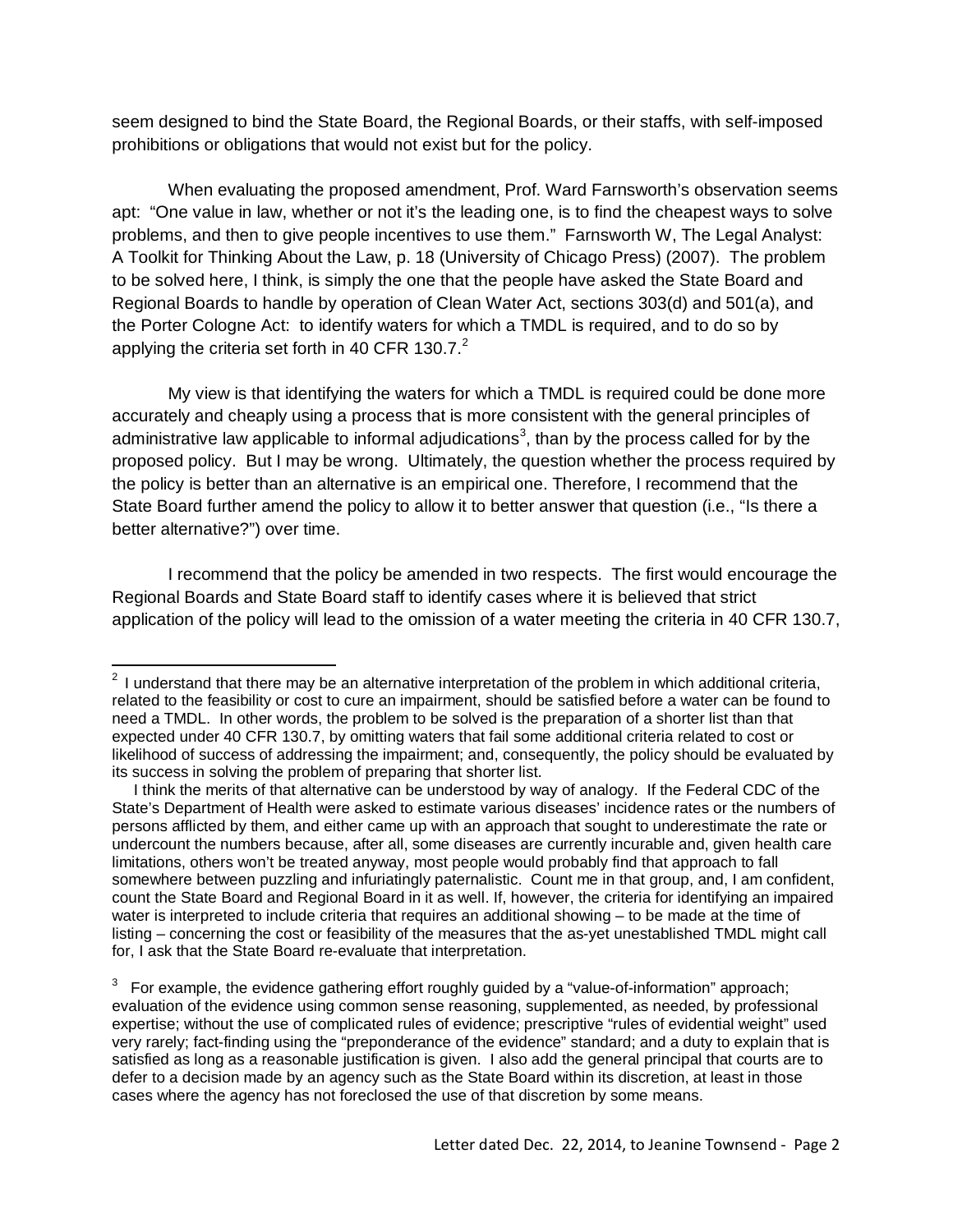seem designed to bind the State Board, the Regional Boards, or their staffs, with self-imposed prohibitions or obligations that would not exist but for the policy.

When evaluating the proposed amendment, Prof. Ward Farnsworth's observation seems apt: "One value in law, whether or not it's the leading one, is to find the cheapest ways to solve problems, and then to give people incentives to use them." Farnsworth W, The Legal Analyst: A Toolkit for Thinking About the Law, p. 18 (University of Chicago Press) (2007). The problem to be solved here, I think, is simply the one that the people have asked the State Board and Regional Boards to handle by operation of Clean Water Act, sections 303(d) and 501(a), and the Porter Cologne Act: to identify waters for which a TMDL is required, and to do so by applying the criteria set forth in 40 CFR 130.7.[2]

My view is that identifying the waters for which a TMDL is required could be done more accurately and cheaply using a process that is more consistent with the general principles of administrative law applicable to informal adjudications[3], than by the process called for by the proposed policy. But I may be wrong. Ultimately, the question whether the process required by the policy is better than an alternative is an empirical one. Therefore, I recommend that the State Board further amend the policy to allow it to better answer that question (i.e., "Is there a better alternative?") over time.

I recommend that the policy be amended in two respects. The first would encourage the Regional Boards and State Board staff to identify cases where it is believed that strict application of the policy will lead to the omission of a water meeting the criteria in 40 CFR 130.7,

---

[2] I understand that there may be an alternative interpretation of the problem in which additional criteria, related to the feasibility or cost to cure an impairment, should be satisfied before a water can be found to need a TMDL. In other words, the problem to be solved is the preparation of a shorter list than that expected under 40 CFR 130.7, by omitting waters that fail some additional criteria related to cost or likelihood of success of addressing the impairment; and, consequently, the policy should be evaluated by its success in solving the problem of preparing that shorter list.

I think the merits of that alternative can be understood by way of analogy. If the Federal CDC of the State's Department of Health were asked to estimate various diseases' incidence rates or the numbers of persons afflicted by them, and either came up with an approach that sought to underestimate the rate or undercount the numbers because, after all, some diseases are currently incurable and, given health care limitations, others won't be treated anyway, most people would probably find that approach to fall somewhere between puzzling and infuriatingly paternalistic. Count me in that group, and, I am confident, count the State Board and Regional Board in it as well. If, however, the criteria for identifying an impaired water is interpreted to include criteria that requires an additional showing – to be made at the time of listing – concerning the cost or feasibility of the measures that the as-yet unestablished TMDL might call for, I ask that the State Board re-evaluate that interpretation.

[3] For example, the evidence gathering effort roughly guided by a "value-of-information" approach; evaluation of the evidence using common sense reasoning, supplemented, as needed, by professional expertise; without the use of complicated rules of evidence; prescriptive "rules of evidential weight" used very rarely; fact-finding using the "preponderance of the evidence" standard; and a duty to explain that is satisfied as long as a reasonable justification is given. I also add the general principal that courts are to defer to a decision made by an agency such as the State Board within its discretion, at least in those cases where the agency has not foreclosed the use of that discretion by some means.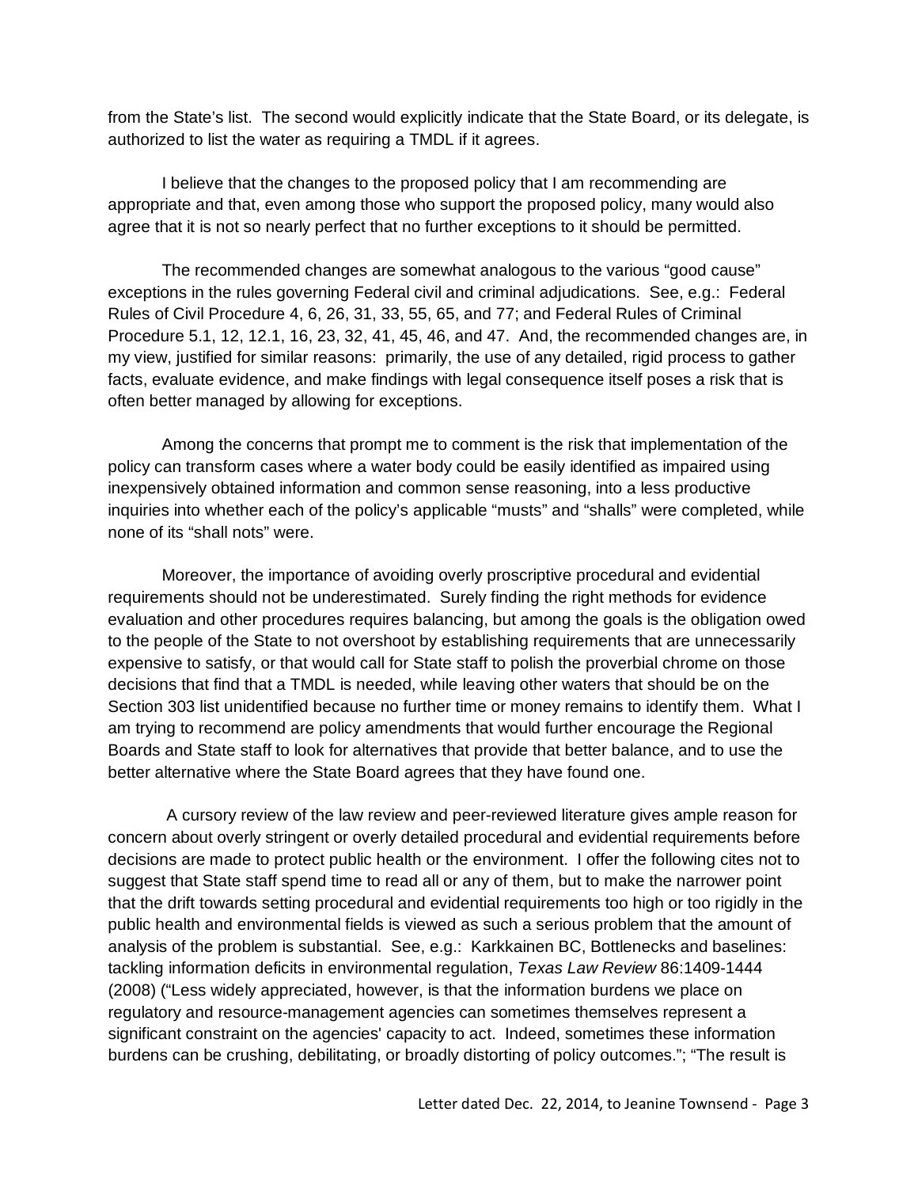from the State's list. The second would explicitly indicate that the State Board, or its delegate, is authorized to list the water as requiring a TMDL if it agrees.

I believe that the changes to the proposed policy that I am recommending are appropriate and that, even among those who support the proposed policy, many would also agree that it is not so nearly perfect that no further exceptions to it should be permitted.

The recommended changes are somewhat analogous to the various "good cause" exceptions in the rules governing Federal civil and criminal adjudications. See, e.g.: Federal Rules of Civil Procedure 4, 6, 26, 31, 33, 55, 65, and 77; and Federal Rules of Criminal Procedure 5.1, 12, 12.1, 16, 23, 32, 41, 45, 46, and 47. And, the recommended changes are, in my view, justified for similar reasons: primarily, the use of any detailed, rigid process to gather facts, evaluate evidence, and make findings with legal consequence itself poses a risk that is often better managed by allowing for exceptions.

Among the concerns that prompt me to comment is the risk that implementation of the policy can transform cases where a water body could be easily identified as impaired using inexpensively obtained information and common sense reasoning, into a less productive inquiries into whether each of the policy's applicable "musts" and "shalls" were completed, while none of its "shall nots" were.

Moreover, the importance of avoiding overly proscriptive procedural and evidential requirements should not be underestimated. Surely finding the right methods for evidence evaluation and other procedures requires balancing, but among the goals is the obligation owed to the people of the State to not overshoot by establishing requirements that are unnecessarily expensive to satisfy, or that would call for State staff to polish the proverbial chrome on those decisions that find that a TMDL is needed, while leaving other waters that should be on the Section 303 list unidentified because no further time or money remains to identify them. What I am trying to recommend are policy amendments that would further encourage the Regional Boards and State staff to look for alternatives that provide that better balance, and to use the better alternative where the State Board agrees that they have found one.

A cursory review of the law review and peer-reviewed literature gives ample reason for concern about overly stringent or overly detailed procedural and evidential requirements before decisions are made to protect public health or the environment. I offer the following cites not to suggest that State staff spend time to read all or any of them, but to make the narrower point that the drift towards setting procedural and evidential requirements too high or too rigidly in the public health and environmental fields is viewed as such a serious problem that the amount of analysis of the problem is substantial. See, e.g.: Karkkainen BC, Bottlenecks and baselines: tackling information deficits in environmental regulation, *Texas Law Review* 86:1409-1444 (2008) ("Less widely appreciated, however, is that the information burdens we place on regulatory and resource-management agencies can sometimes themselves represent a significant constraint on the agencies' capacity to act. Indeed, sometimes these information burdens can be crushing, debilitating, or broadly distorting of policy outcomes."; "The result is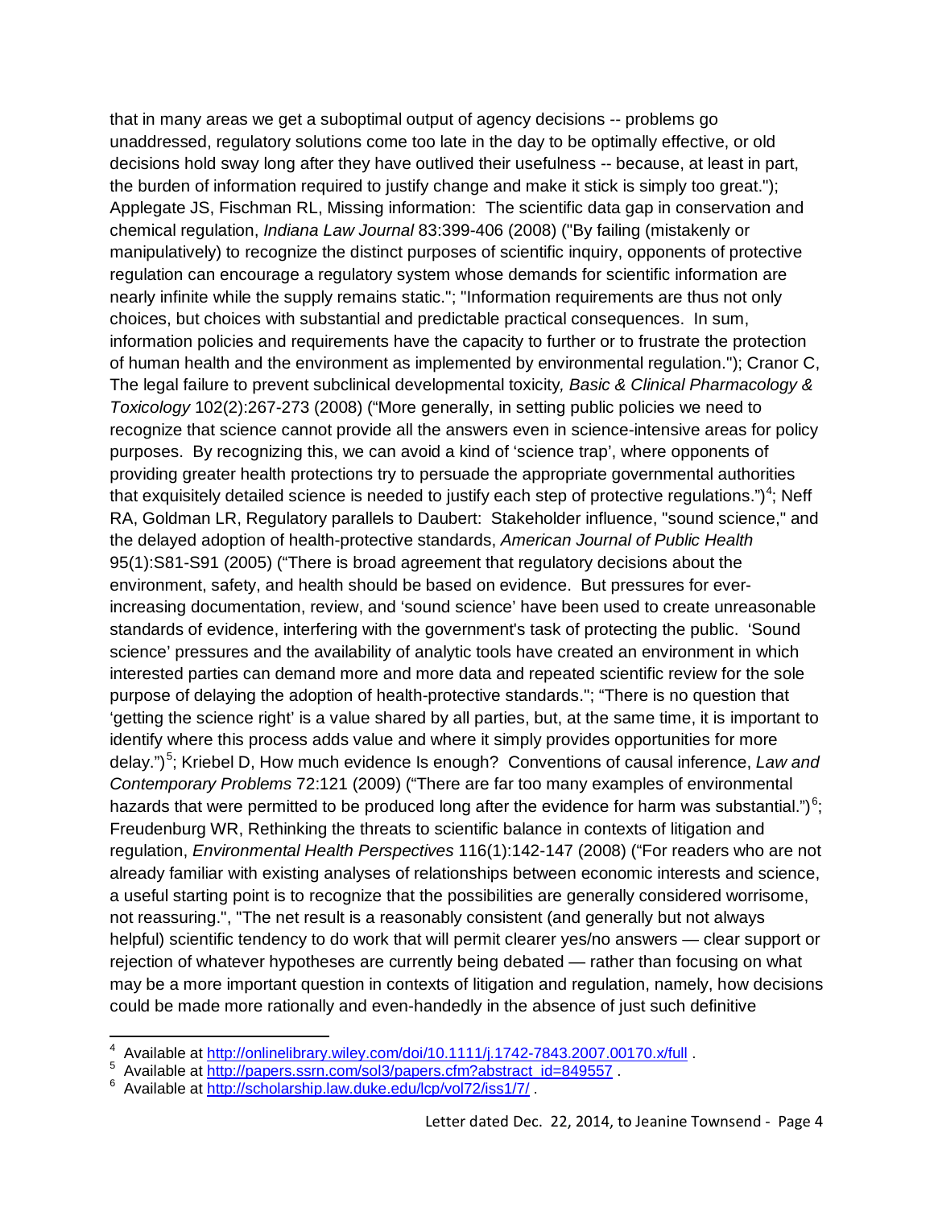that in many areas we get a suboptimal output of agency decisions -- problems go unaddressed, regulatory solutions come too late in the day to be optimally effective, or old decisions hold sway long after they have outlived their usefulness -- because, at least in part, the burden of information required to justify change and make it stick is simply too great."); Applegate JS, Fischman RL, Missing information: The scientific data gap in conservation and chemical regulation, *Indiana Law Journal* 83:399-406 (2008) ("By failing (mistakenly or manipulatively) to recognize the distinct purposes of scientific inquiry, opponents of protective regulation can encourage a regulatory system whose demands for scientific information are nearly infinite while the supply remains static."; "Information requirements are thus not only choices, but choices with substantial and predictable practical consequences. In sum, information policies and requirements have the capacity to further or to frustrate the protection of human health and the environment as implemented by environmental regulation."); Cranor C, The legal failure to prevent subclinical developmental toxicity, *Basic & Clinical Pharmacology & Toxicology* 102(2):267-273 (2008) ("More generally, in setting public policies we need to recognize that science cannot provide all the answers even in science-intensive areas for policy purposes. By recognizing this, we can avoid a kind of 'science trap', where opponents of providing greater health protections try to persuade the appropriate governmental authorities that exquisitely detailed science is needed to justify each step of protective regulations.")[4]; Neff RA, Goldman LR, Regulatory parallels to Daubert: Stakeholder influence, "sound science," and the delayed adoption of health-protective standards, *American Journal of Public Health* 95(1):S81-S91 (2005) ("There is broad agreement that regulatory decisions about the environment, safety, and health should be based on evidence. But pressures for ever-increasing documentation, review, and 'sound science' have been used to create unreasonable standards of evidence, interfering with the government's task of protecting the public. 'Sound science' pressures and the availability of analytic tools have created an environment in which interested parties can demand more and more data and repeated scientific review for the sole purpose of delaying the adoption of health-protective standards."; "There is no question that 'getting the science right' is a value shared by all parties, but, at the same time, it is important to identify where this process adds value and where it simply provides opportunities for more delay.")[5]; Kriebel D, How much evidence Is enough? Conventions of causal inference, *Law and Contemporary Problems* 72:121 (2009) ("There are far too many examples of environmental hazards that were permitted to be produced long after the evidence for harm was substantial.")[6]; Freudenburg WR, Rethinking the threats to scientific balance in contexts of litigation and regulation, *Environmental Health Perspectives* 116(1):142-147 (2008) ("For readers who are not already familiar with existing analyses of relationships between economic interests and science, a useful starting point is to recognize that the possibilities are generally considered worrisome, not reassuring.", "The net result is a reasonably consistent (and generally but not always helpful) scientific tendency to do work that will permit clearer yes/no answers — clear support or rejection of whatever hypotheses are currently being debated — rather than focusing on what may be a more important question in contexts of litigation and regulation, namely, how decisions could be made more rationally and even-handedly in the absence of just such definitive

---

[4] Available at http://onlinelibrary.wiley.com/doi/10.1111/j.1742-7843.2007.00170.x/full .

[5] Available at http://papers.ssrn.com/sol3/papers.cfm?abstract_id=849557 .

[6] Available at http://scholarship.law.duke.edu/lcp/vol72/iss1/7/ .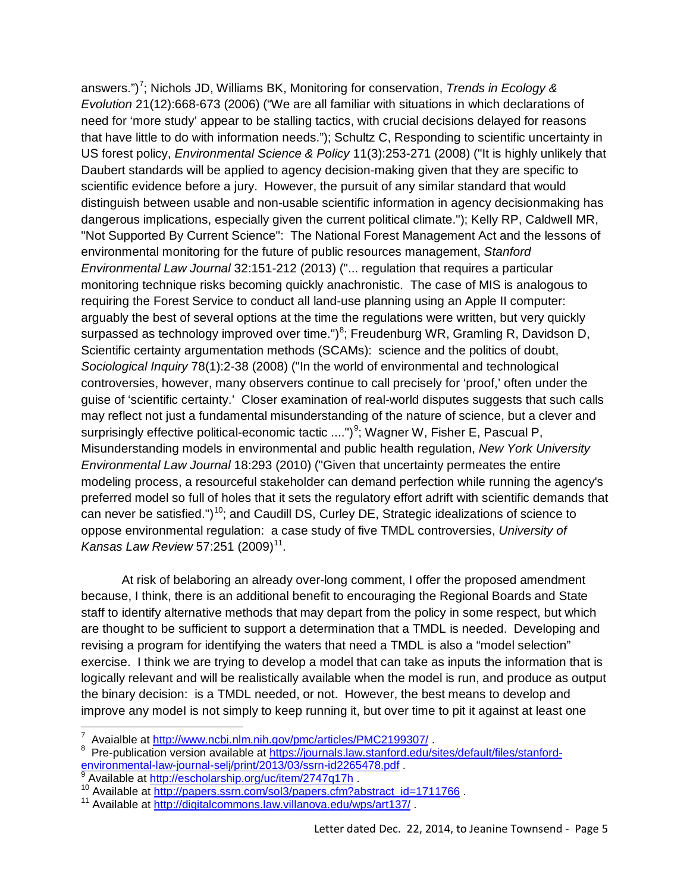answers.")[7]; Nichols JD, Williams BK, Monitoring for conservation, *Trends in Ecology & Evolution* 21(12):668-673 (2006) ("We are all familiar with situations in which declarations of need for 'more study' appear to be stalling tactics, with crucial decisions delayed for reasons that have little to do with information needs."); Schultz C, Responding to scientific uncertainty in US forest policy, *Environmental Science & Policy* 11(3):253-271 (2008) ("It is highly unlikely that Daubert standards will be applied to agency decision-making given that they are specific to scientific evidence before a jury. However, the pursuit of any similar standard that would distinguish between usable and non-usable scientific information in agency decisionmaking has dangerous implications, especially given the current political climate."); Kelly RP, Caldwell MR, "Not Supported By Current Science": The National Forest Management Act and the lessons of environmental monitoring for the future of public resources management, *Stanford Environmental Law Journal* 32:151-212 (2013) ("... regulation that requires a particular monitoring technique risks becoming quickly anachronistic. The case of MIS is analogous to requiring the Forest Service to conduct all land-use planning using an Apple II computer: arguably the best of several options at the time the regulations were written, but very quickly surpassed as technology improved over time.")[8]; Freudenburg WR, Gramling R, Davidson D, Scientific certainty argumentation methods (SCAMs): science and the politics of doubt, *Sociological Inquiry* 78(1):2-38 (2008) ("In the world of environmental and technological controversies, however, many observers continue to call precisely for 'proof,' often under the guise of 'scientific certainty.' Closer examination of real-world disputes suggests that such calls may reflect not just a fundamental misunderstanding of the nature of science, but a clever and surprisingly effective political-economic tactic ....")[9]; Wagner W, Fisher E, Pascual P, Misunderstanding models in environmental and public health regulation, *New York University Environmental Law Journal* 18:293 (2010) ("Given that uncertainty permeates the entire modeling process, a resourceful stakeholder can demand perfection while running the agency's preferred model so full of holes that it sets the regulatory effort adrift with scientific demands that can never be satisfied.")[10]; and Caudill DS, Curley DE, Strategic idealizations of science to oppose environmental regulation: a case study of five TMDL controversies, *University of Kansas Law Review* 57:251 (2009)[11].

At risk of belaboring an already over-long comment, I offer the proposed amendment because, I think, there is an additional benefit to encouraging the Regional Boards and State staff to identify alternative methods that may depart from the policy in some respect, but which are thought to be sufficient to support a determination that a TMDL is needed. Developing and revising a program for identifying the waters that need a TMDL is also a "model selection" exercise. I think we are trying to develop a model that can take as inputs the information that is logically relevant and will be realistically available when the model is run, and produce as output the binary decision: is a TMDL needed, or not. However, the best means to develop and improve any model is not simply to keep running it, but over time to pit it against at least one

---

[7] Avaialble at http://www.ncbi.nlm.nih.gov/pmc/articles/PMC2199307/ .

[8] Pre-publication version available at https://journals.law.stanford.edu/sites/default/files/stanford-environmental-law-journal-selj/print/2013/03/ssrn-id2265478.pdf .

[9] Available at http://escholarship.org/uc/item/2747q17h .

[10] Available at http://papers.ssrn.com/sol3/papers.cfm?abstract_id=1711766 .

[11] Available at http://digitalcommons.law.villanova.edu/wps/art137/ .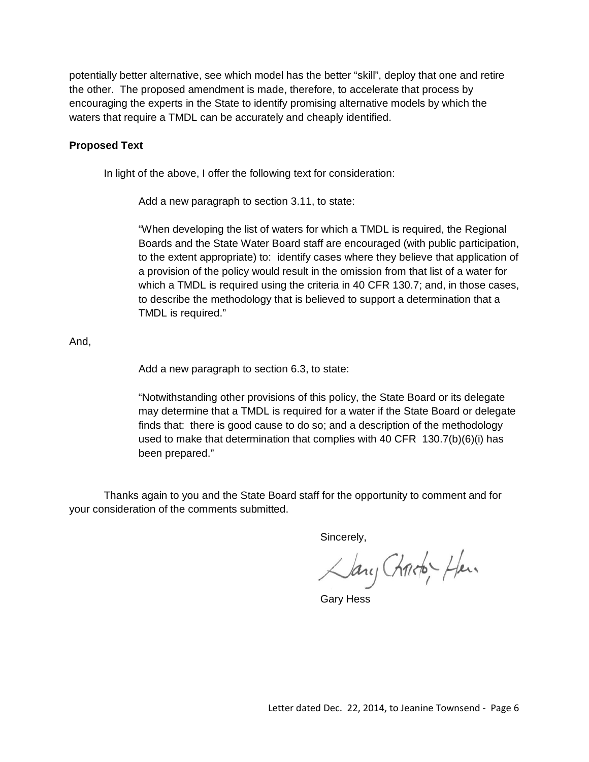potentially better alternative, see which model has the better "skill", deploy that one and retire the other. The proposed amendment is made, therefore, to accelerate that process by encouraging the experts in the State to identify promising alternative models by which the waters that require a TMDL can be accurately and cheaply identified.

**Proposed Text**

In light of the above, I offer the following text for consideration:

> Add a new paragraph to section 3.11, to state:
>
> "When developing the list of waters for which a TMDL is required, the Regional Boards and the State Water Board staff are encouraged (with public participation, to the extent appropriate) to: identify cases where they believe that application of a provision of the policy would result in the omission from that list of a water for which a TMDL is required using the criteria in 40 CFR 130.7; and, in those cases, to describe the methodology that is believed to support a determination that a TMDL is required."

And,

> Add a new paragraph to section 6.3, to state:
>
> "Notwithstanding other provisions of this policy, the State Board or its delegate may determine that a TMDL is required for a water if the State Board or delegate finds that: there is good cause to do so; and a description of the methodology used to make that determination that complies with 40 CFR 130.7(b)(6)(i) has been prepared."

Thanks again to you and the State Board staff for the opportunity to comment and for your consideration of the comments submitted.

Sincerely,

Gary Christopher Hess

Gary Hess